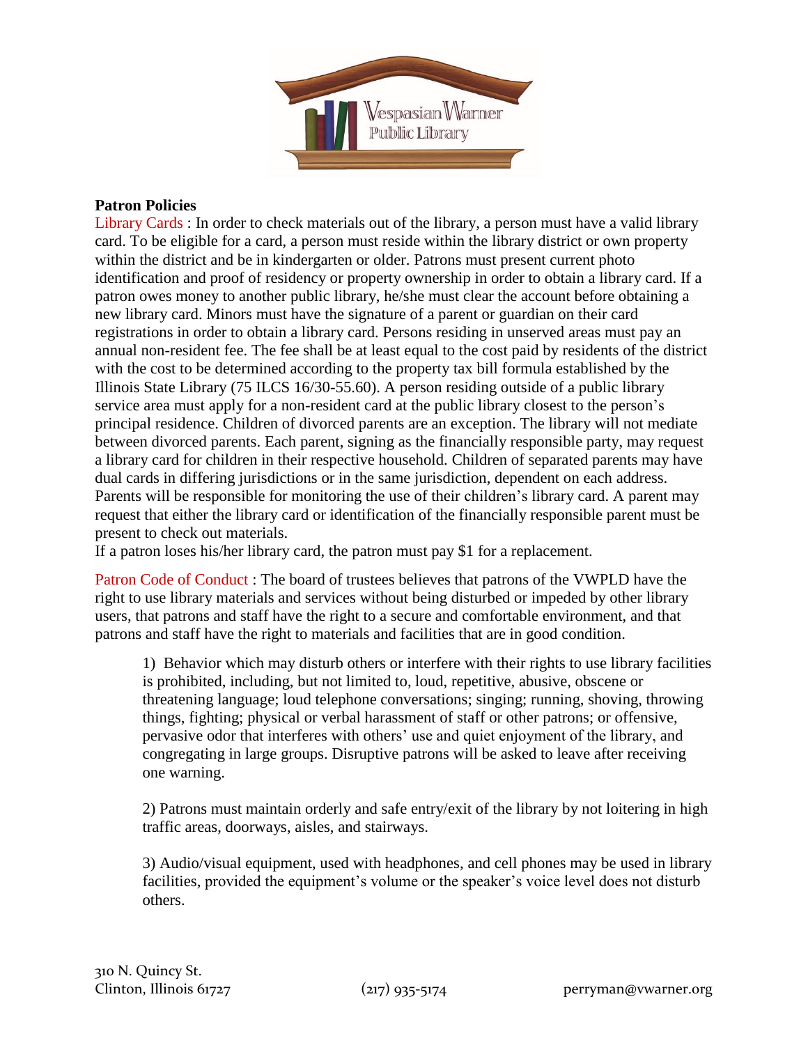Vespasian Warner Public Library

**Patron Policies**

Library Cards : In order to check materials out of the library, a person must have a valid library card. To be eligible for a card, a person must reside within the library district or own property within the district and be in kindergarten or older. Patrons must present current photo identification and proof of residency or property ownership in order to obtain a library card. If a patron owes money to another public library, he/she must clear the account before obtaining a new library card. Minors must have the signature of a parent or guardian on their card registrations in order to obtain a library card. Persons residing in unserved areas must pay an annual non-resident fee. The fee shall be at least equal to the cost paid by residents of the district with the cost to be determined according to the property tax bill formula established by the Illinois State Library (75 ILCS 16/30-55.60). A person residing outside of a public library service area must apply for a non-resident card at the public library closest to the person's principal residence. Children of divorced parents are an exception. The library will not mediate between divorced parents. Each parent, signing as the financially responsible party, may request a library card for children in their respective household. Children of separated parents may have dual cards in differing jurisdictions or in the same jurisdiction, dependent on each address. Parents will be responsible for monitoring the use of their children's library card. A parent may request that either the library card or identification of the financially responsible parent must be present to check out materials.

If a patron loses his/her library card, the patron must pay $1 for a replacement.

Patron Code of Conduct : The board of trustees believes that patrons of the VWPLD have the right to use library materials and services without being disturbed or impeded by other library users, that patrons and staff have the right to a secure and comfortable environment, and that patrons and staff have the right to materials and facilities that are in good condition.

1) Behavior which may disturb others or interfere with their rights to use library facilities is prohibited, including, but not limited to, loud, repetitive, abusive, obscene or threatening language; loud telephone conversations; singing; running, shoving, throwing things, fighting; physical or verbal harassment of staff or other patrons; or offensive, pervasive odor that interferes with others' use and quiet enjoyment of the library, and congregating in large groups. Disruptive patrons will be asked to leave after receiving one warning.

2) Patrons must maintain orderly and safe entry/exit of the library by not loitering in high traffic areas, doorways, aisles, and stairways.

3) Audio/visual equipment, used with headphones, and cell phones may be used in library facilities, provided the equipment's volume or the speaker's voice level does not disturb others.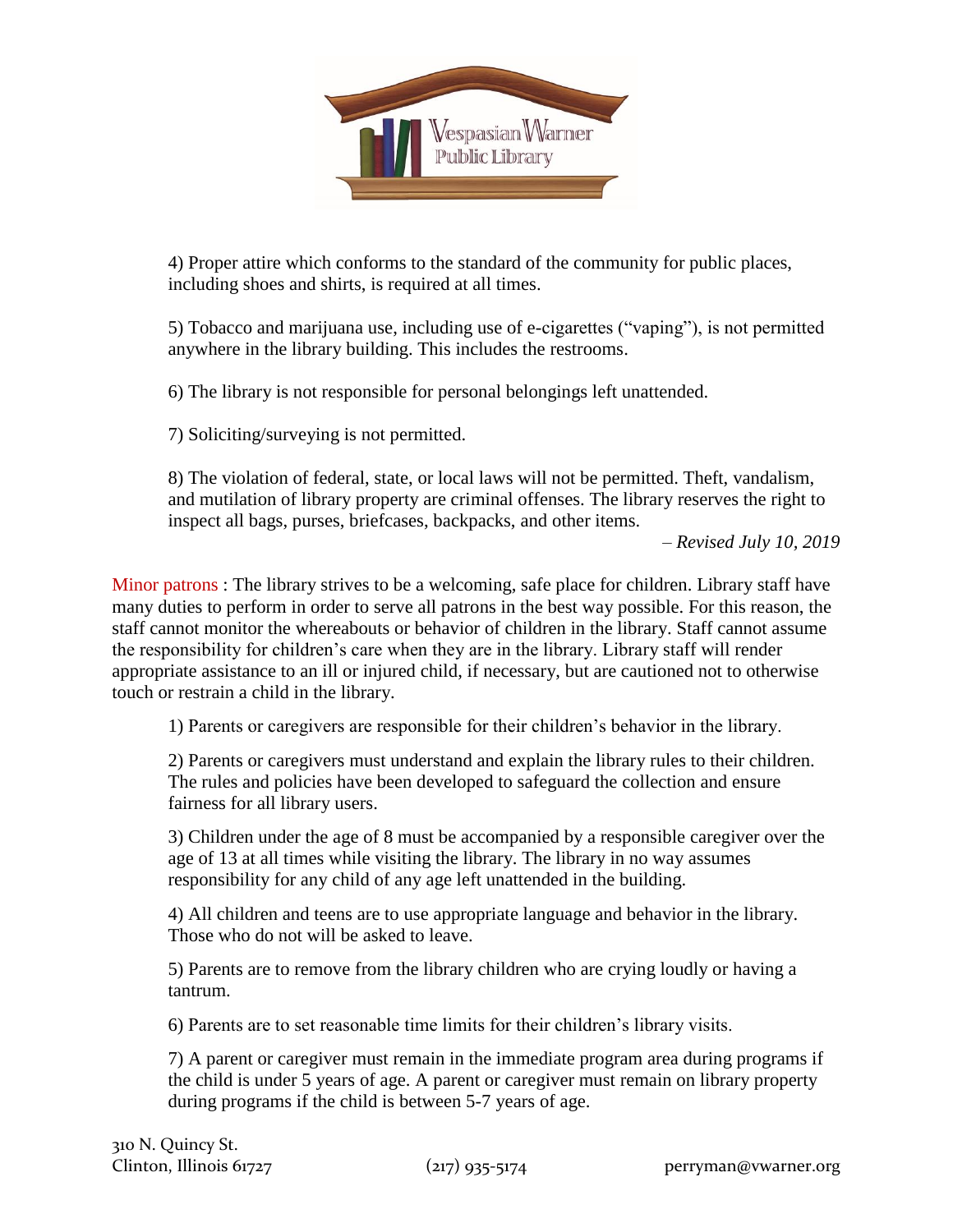4) Proper attire which conforms to the standard of the community for public places, including shoes and shirts, is required at all times.

5) Tobacco and marijuana use, including use of e-cigarettes ("vaping"), is not permitted anywhere in the library building. This includes the restrooms.

6) The library is not responsible for personal belongings left unattended.

7) Soliciting/surveying is not permitted.

8) The violation of federal, state, or local laws will not be permitted. Theft, vandalism, and mutilation of library property are criminal offenses. The library reserves the right to inspect all bags, purses, briefcases, backpacks, and other items.

*– Revised July 10, 2019*

Minor patrons : The library strives to be a welcoming, safe place for children. Library staff have many duties to perform in order to serve all patrons in the best way possible. For this reason, the staff cannot monitor the whereabouts or behavior of children in the library. Staff cannot assume the responsibility for children's care when they are in the library. Library staff will render appropriate assistance to an ill or injured child, if necessary, but are cautioned not to otherwise touch or restrain a child in the library.

1) Parents or caregivers are responsible for their children's behavior in the library.

2) Parents or caregivers must understand and explain the library rules to their children. The rules and policies have been developed to safeguard the collection and ensure fairness for all library users.

3) Children under the age of 8 must be accompanied by a responsible caregiver over the age of 13 at all times while visiting the library. The library in no way assumes responsibility for any child of any age left unattended in the building.

4) All children and teens are to use appropriate language and behavior in the library. Those who do not will be asked to leave.

5) Parents are to remove from the library children who are crying loudly or having a tantrum.

6) Parents are to set reasonable time limits for their children's library visits.

7) A parent or caregiver must remain in the immediate program area during programs if the child is under 5 years of age. A parent or caregiver must remain on library property during programs if the child is between 5-7 years of age.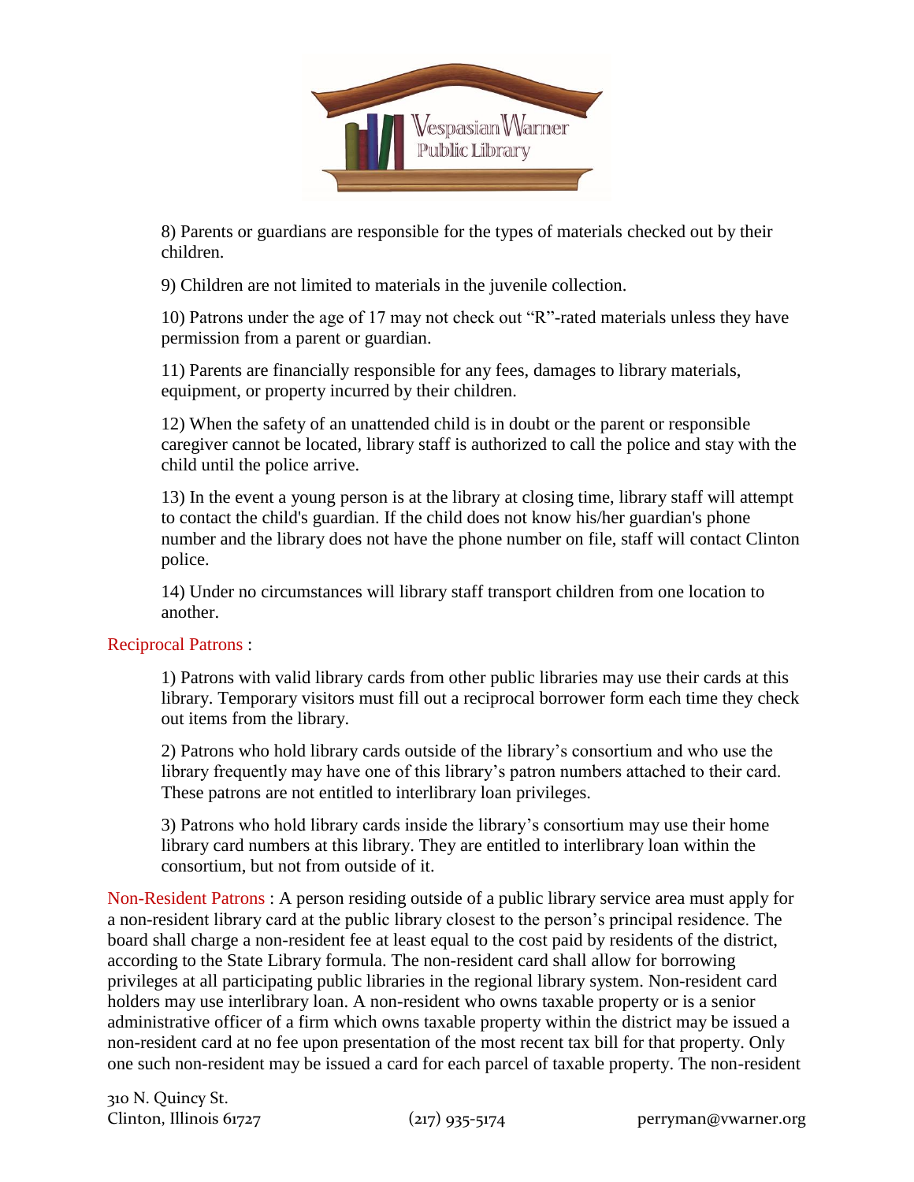8) Parents or guardians are responsible for the types of materials checked out by their children.

9) Children are not limited to materials in the juvenile collection.

10) Patrons under the age of 17 may not check out "R"-rated materials unless they have permission from a parent or guardian.

11) Parents are financially responsible for any fees, damages to library materials, equipment, or property incurred by their children.

12) When the safety of an unattended child is in doubt or the parent or responsible caregiver cannot be located, library staff is authorized to call the police and stay with the child until the police arrive.

13) In the event a young person is at the library at closing time, library staff will attempt to contact the child's guardian. If the child does not know his/her guardian's phone number and the library does not have the phone number on file, staff will contact Clinton police.

14) Under no circumstances will library staff transport children from one location to another.

Reciprocal Patrons :

1) Patrons with valid library cards from other public libraries may use their cards at this library. Temporary visitors must fill out a reciprocal borrower form each time they check out items from the library.

2) Patrons who hold library cards outside of the library's consortium and who use the library frequently may have one of this library's patron numbers attached to their card. These patrons are not entitled to interlibrary loan privileges.

3) Patrons who hold library cards inside the library's consortium may use their home library card numbers at this library. They are entitled to interlibrary loan within the consortium, but not from outside of it.

Non-Resident Patrons : A person residing outside of a public library service area must apply for a non-resident library card at the public library closest to the person's principal residence. The board shall charge a non-resident fee at least equal to the cost paid by residents of the district, according to the State Library formula. The non-resident card shall allow for borrowing privileges at all participating public libraries in the regional library system. Non-resident card holders may use interlibrary loan. A non-resident who owns taxable property or is a senior administrative officer of a firm which owns taxable property within the district may be issued a non-resident card at no fee upon presentation of the most recent tax bill for that property. Only one such non-resident may be issued a card for each parcel of taxable property. The non-resident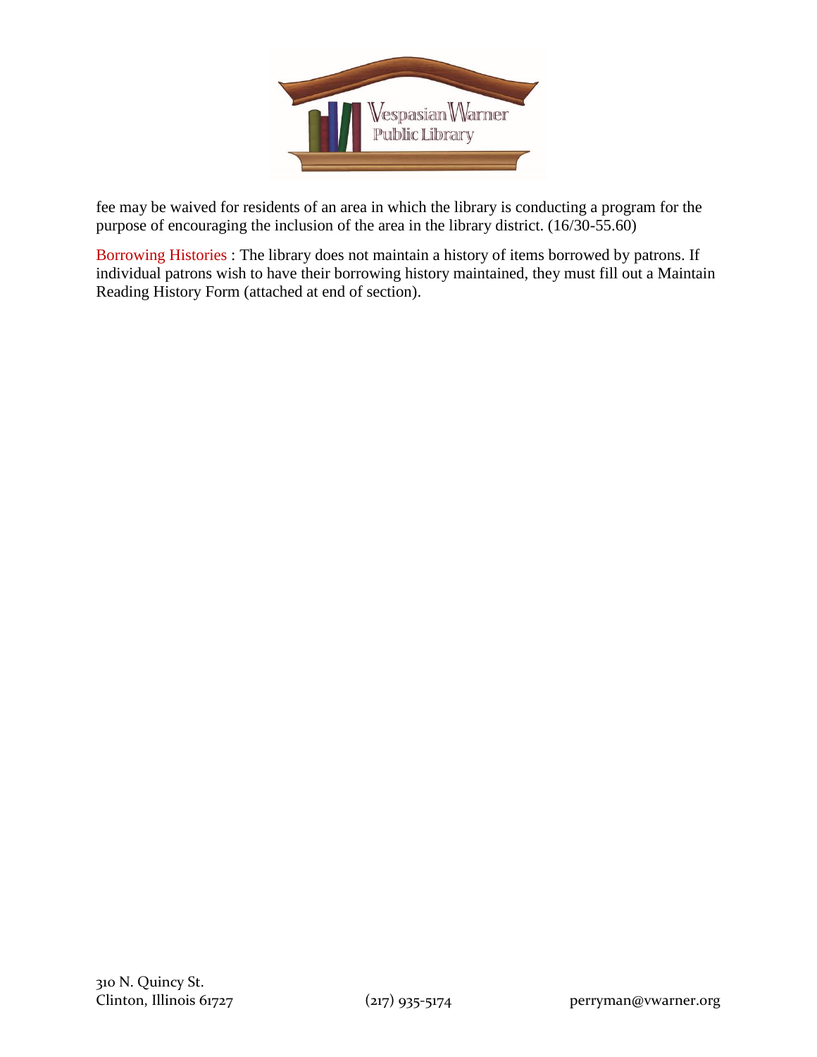fee may be waived for residents of an area in which the library is conducting a program for the purpose of encouraging the inclusion of the area in the library district. (16/30-55.60)

Borrowing Histories : The library does not maintain a history of items borrowed by patrons. If individual patrons wish to have their borrowing history maintained, they must fill out a Maintain Reading History Form (attached at end of section).